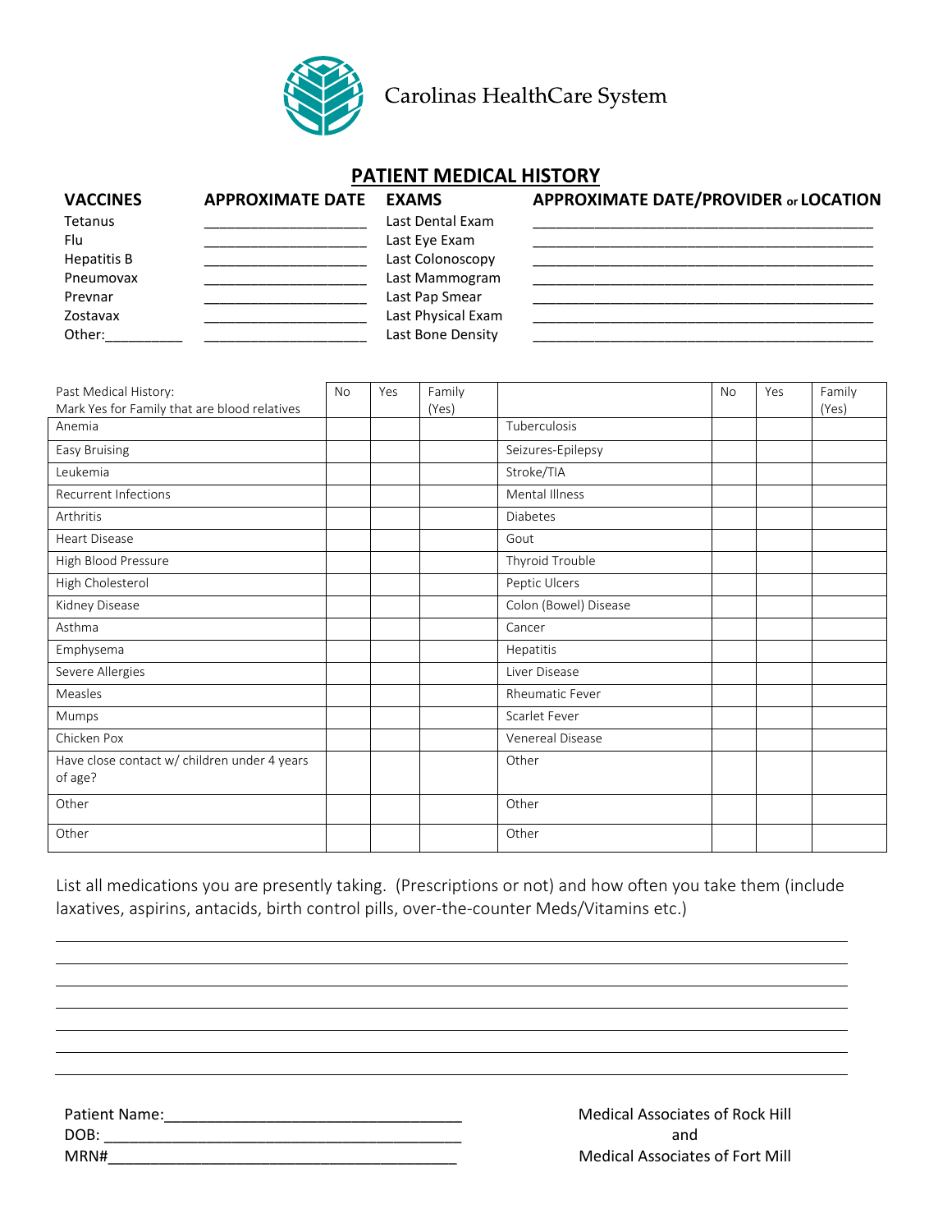Carolinas HealthCare System

# PATIENT MEDICAL HISTORY

| VACCINES | APPROXIMATE DATE | EXAMS | APPROXIMATE DATE/PROVIDER or LOCATION |
|---|---|---|---|
| Tetanus | ____________________ | Last Dental Exam | ____________________________________________ |
| Flu | ____________________ | Last Eye Exam | ____________________________________________ |
| Hepatitis B | ____________________ | Last Colonoscopy | ____________________________________________ |
| Pneumovax | ____________________ | Last Mammogram | ____________________________________________ |
| Prevnar | ____________________ | Last Pap Smear | ____________________________________________ |
| Zostavax | ____________________ | Last Physical Exam | ____________________________________________ |
| Other:__________ | ____________________ | Last Bone Density | ____________________________________________ |

| Past Medical History: Mark Yes for Family that are blood relatives | No | Yes | Family (Yes) | | No | Yes | Family (Yes) |
|---|---|---|---|---|---|---|---|
| Anemia | | | | Tuberculosis | | | |
| Easy Bruising | | | | Seizures-Epilepsy | | | |
| Leukemia | | | | Stroke/TIA | | | |
| Recurrent Infections | | | | Mental Illness | | | |
| Arthritis | | | | Diabetes | | | |
| Heart Disease | | | | Gout | | | |
| High Blood Pressure | | | | Thyroid Trouble | | | |
| High Cholesterol | | | | Peptic Ulcers | | | |
| Kidney Disease | | | | Colon (Bowel) Disease | | | |
| Asthma | | | | Cancer | | | |
| Emphysema | | | | Hepatitis | | | |
| Severe Allergies | | | | Liver Disease | | | |
| Measles | | | | Rheumatic Fever | | | |
| Mumps | | | | Scarlet Fever | | | |
| Chicken Pox | | | | Venereal Disease | | | |
| Have close contact w/ children under 4 years of age? | | | | Other | | | |
| Other | | | | Other | | | |
| Other | | | | Other | | | |

List all medications you are presently taking. (Prescriptions or not) and how often you take them (include laxatives, aspirins, antacids, birth control pills, over-the-counter Meds/Vitamins etc.)

______________________________________________________________________________

______________________________________________________________________________

______________________________________________________________________________

______________________________________________________________________________

______________________________________________________________________________

______________________________________________________________________________

______________________________________________________________________________

Patient Name:___________________________________

DOB: __________________________________________

MRN#_________________________________________

Medical Associates of Rock Hill
and
Medical Associates of Fort Mill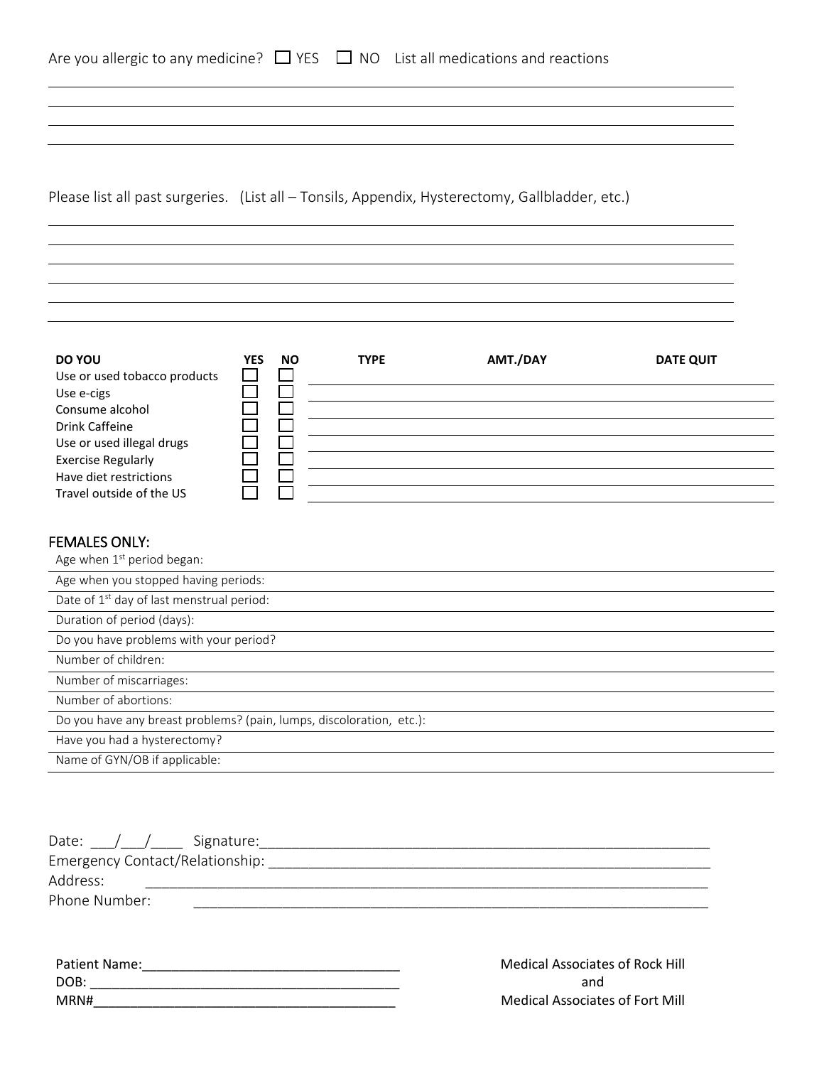Are you allergic to any medicine? ☐ YES ☐ NO List all medications and reactions

\_\_\_\_\_\_\_\_\_\_\_\_\_\_\_\_\_\_\_\_\_\_\_\_\_\_\_\_\_\_\_\_\_\_\_\_\_\_\_\_\_\_\_\_\_\_\_\_\_\_\_\_\_\_\_\_\_\_\_\_\_\_\_\_\_\_\_\_\_\_

\_\_\_\_\_\_\_\_\_\_\_\_\_\_\_\_\_\_\_\_\_\_\_\_\_\_\_\_\_\_\_\_\_\_\_\_\_\_\_\_\_\_\_\_\_\_\_\_\_\_\_\_\_\_\_\_\_\_\_\_\_\_\_\_\_\_\_\_\_\_

\_\_\_\_\_\_\_\_\_\_\_\_\_\_\_\_\_\_\_\_\_\_\_\_\_\_\_\_\_\_\_\_\_\_\_\_\_\_\_\_\_\_\_\_\_\_\_\_\_\_\_\_\_\_\_\_\_\_\_\_\_\_\_\_\_\_\_\_\_\_

\_\_\_\_\_\_\_\_\_\_\_\_\_\_\_\_\_\_\_\_\_\_\_\_\_\_\_\_\_\_\_\_\_\_\_\_\_\_\_\_\_\_\_\_\_\_\_\_\_\_\_\_\_\_\_\_\_\_\_\_\_\_\_\_\_\_\_\_\_\_

Please list all past surgeries. (List all – Tonsils, Appendix, Hysterectomy, Gallbladder, etc.)

\_\_\_\_\_\_\_\_\_\_\_\_\_\_\_\_\_\_\_\_\_\_\_\_\_\_\_\_\_\_\_\_\_\_\_\_\_\_\_\_\_\_\_\_\_\_\_\_\_\_\_\_\_\_\_\_\_\_\_\_\_\_\_\_\_\_\_\_\_\_

\_\_\_\_\_\_\_\_\_\_\_\_\_\_\_\_\_\_\_\_\_\_\_\_\_\_\_\_\_\_\_\_\_\_\_\_\_\_\_\_\_\_\_\_\_\_\_\_\_\_\_\_\_\_\_\_\_\_\_\_\_\_\_\_\_\_\_\_\_\_

\_\_\_\_\_\_\_\_\_\_\_\_\_\_\_\_\_\_\_\_\_\_\_\_\_\_\_\_\_\_\_\_\_\_\_\_\_\_\_\_\_\_\_\_\_\_\_\_\_\_\_\_\_\_\_\_\_\_\_\_\_\_\_\_\_\_\_\_\_\_

\_\_\_\_\_\_\_\_\_\_\_\_\_\_\_\_\_\_\_\_\_\_\_\_\_\_\_\_\_\_\_\_\_\_\_\_\_\_\_\_\_\_\_\_\_\_\_\_\_\_\_\_\_\_\_\_\_\_\_\_\_\_\_\_\_\_\_\_\_\_

\_\_\_\_\_\_\_\_\_\_\_\_\_\_\_\_\_\_\_\_\_\_\_\_\_\_\_\_\_\_\_\_\_\_\_\_\_\_\_\_\_\_\_\_\_\_\_\_\_\_\_\_\_\_\_\_\_\_\_\_\_\_\_\_\_\_\_\_\_\_

\_\_\_\_\_\_\_\_\_\_\_\_\_\_\_\_\_\_\_\_\_\_\_\_\_\_\_\_\_\_\_\_\_\_\_\_\_\_\_\_\_\_\_\_\_\_\_\_\_\_\_\_\_\_\_\_\_\_\_\_\_\_\_\_\_\_\_\_\_\_

| DO YOU | YES | NO | TYPE | AMT./DAY | DATE QUIT |
|---|---|---|---|---|---|
| Use or used tobacco products | ☐ | ☐ | | | |
| Use e-cigs | ☐ | ☐ | | | |
| Consume alcohol | ☐ | ☐ | | | |
| Drink Caffeine | ☐ | ☐ | | | |
| Use or used illegal drugs | ☐ | ☐ | | | |
| Exercise Regularly | ☐ | ☐ | | | |
| Have diet restrictions | ☐ | ☐ | | | |
| Travel outside of the US | ☐ | ☐ | | | |

## FEMALES ONLY:

| | |
|---|---|
| Age when 1st period began: | |
| Age when you stopped having periods: | |
| Date of 1st day of last menstrual period: | |
| Duration of period (days): | |
| Do you have problems with your period? | |
| Number of children: | |
| Number of miscarriages: | |
| Number of abortions: | |
| Do you have any breast problems? (pain, lumps, discoloration, etc.): | |
| Have you had a hysterectomy? | |
| Name of GYN/OB if applicable: | |

Date: \_\_\_/\_\_\_/\_\_\_\_ Signature:\_\_\_\_\_\_\_\_\_\_\_\_\_\_\_\_\_\_\_\_\_\_\_\_\_\_\_\_\_\_\_\_\_\_\_\_\_\_\_\_\_\_\_\_\_\_\_\_\_\_\_\_\_\_

Emergency Contact/Relationship: \_\_\_\_\_\_\_\_\_\_\_\_\_\_\_\_\_\_\_\_\_\_\_\_\_\_\_\_\_\_\_\_\_\_\_\_\_\_\_\_\_\_\_\_\_\_\_\_\_\_\_\_

Address: \_\_\_\_\_\_\_\_\_\_\_\_\_\_\_\_\_\_\_\_\_\_\_\_\_\_\_\_\_\_\_\_\_\_\_\_\_\_\_\_\_\_\_\_\_\_\_\_\_\_\_\_\_\_\_\_\_\_\_\_\_\_\_\_\_\_

Phone Number: \_\_\_\_\_\_\_\_\_\_\_\_\_\_\_\_\_\_\_\_\_\_\_\_\_\_\_\_\_\_\_\_\_\_\_\_\_\_\_\_\_\_\_\_\_\_\_\_\_\_\_\_\_\_\_\_\_\_\_\_\_

Patient Name:\_\_\_\_\_\_\_\_\_\_\_\_\_\_\_\_\_\_\_\_\_\_\_\_\_\_\_\_\_\_\_\_\_\_

DOB: \_\_\_\_\_\_\_\_\_\_\_\_\_\_\_\_\_\_\_\_\_\_\_\_\_\_\_\_\_\_\_\_\_\_\_\_\_\_\_\_

MRN#\_\_\_\_\_\_\_\_\_\_\_\_\_\_\_\_\_\_\_\_\_\_\_\_\_\_\_\_\_\_\_\_\_\_\_\_\_\_\_

Medical Associates of Rock Hill
and
Medical Associates of Fort Mill